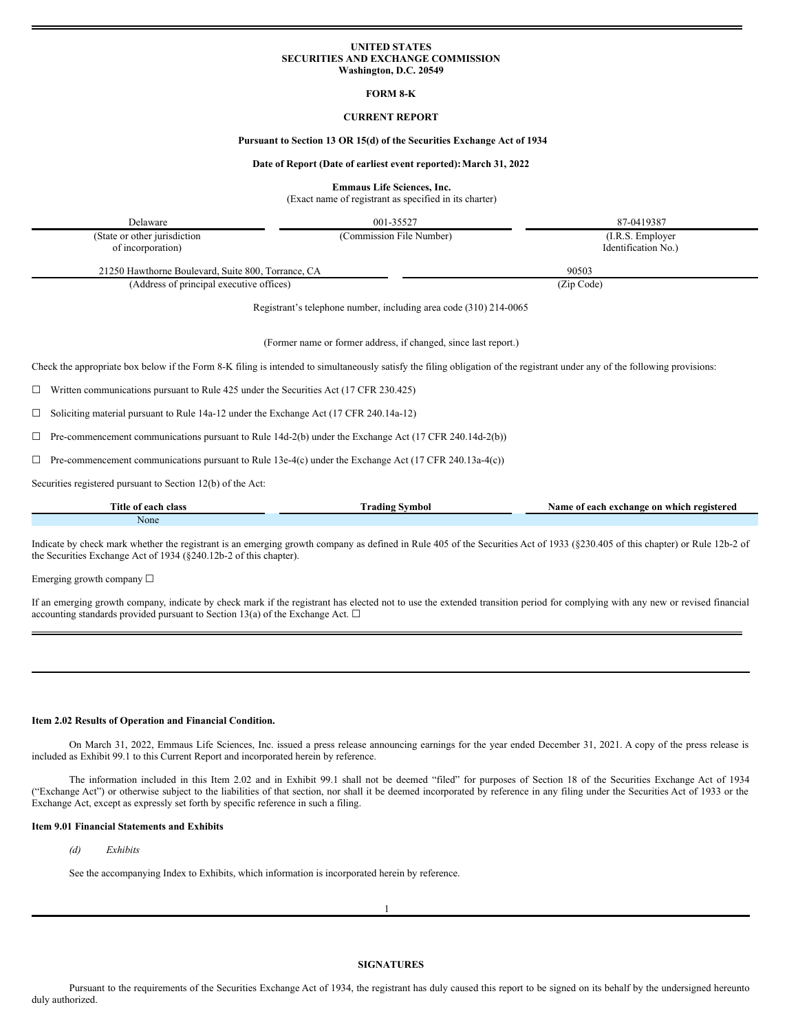**UNITED STATES**
**SECURITIES AND EXCHANGE COMMISSION**
**Washington, D.C. 20549**

**FORM 8-K**

**CURRENT REPORT**

**Pursuant to Section 13 OR 15(d) of the Securities Exchange Act of 1934**

**Date of Report (Date of earliest event reported): March 31, 2022**

**Emmaus Life Sciences, Inc.**
(Exact name of registrant as specified in its charter)

| Delaware | 001-35527 | 87-0419387 |
|---|---|---|
| (State or other jurisdiction of incorporation) | (Commission File Number) | (I.R.S. Employer Identification No.) |

| 21250 Hawthorne Boulevard, Suite 800, Torrance, CA | 90503 |
|---|---|
| (Address of principal executive offices) | (Zip Code) |

Registrant's telephone number, including area code (310) 214-0065

(Former name or former address, if changed, since last report.)

Check the appropriate box below if the Form 8-K filing is intended to simultaneously satisfy the filing obligation of the registrant under any of the following provisions:

☐ Written communications pursuant to Rule 425 under the Securities Act (17 CFR 230.425)

☐ Soliciting material pursuant to Rule 14a-12 under the Exchange Act (17 CFR 240.14a-12)

☐ Pre-commencement communications pursuant to Rule 14d-2(b) under the Exchange Act (17 CFR 240.14d-2(b))

☐ Pre-commencement communications pursuant to Rule 13e-4(c) under the Exchange Act (17 CFR 240.13a-4(c))

Securities registered pursuant to Section 12(b) of the Act:

| Title of each class | Trading Symbol | Name of each exchange on which registered |
|---|---|---|
| None | | |

Indicate by check mark whether the registrant is an emerging growth company as defined in Rule 405 of the Securities Act of 1933 (§230.405 of this chapter) or Rule 12b-2 of the Securities Exchange Act of 1934 (§240.12b-2 of this chapter).

Emerging growth company ☐

If an emerging growth company, indicate by check mark if the registrant has elected not to use the extended transition period for complying with any new or revised financial accounting standards provided pursuant to Section 13(a) of the Exchange Act. ☐

**Item 2.02 Results of Operation and Financial Condition.**

On March 31, 2022, Emmaus Life Sciences, Inc. issued a press release announcing earnings for the year ended December 31, 2021. A copy of the press release is included as Exhibit 99.1 to this Current Report and incorporated herein by reference.

The information included in this Item 2.02 and in Exhibit 99.1 shall not be deemed "filed" for purposes of Section 18 of the Securities Exchange Act of 1934 ("Exchange Act") or otherwise subject to the liabilities of that section, nor shall it be deemed incorporated by reference in any filing under the Securities Act of 1933 or the Exchange Act, except as expressly set forth by specific reference in such a filing.

**Item 9.01 Financial Statements and Exhibits**

*(d) Exhibits*

See the accompanying Index to Exhibits, which information is incorporated herein by reference.

**SIGNATURES**

Pursuant to the requirements of the Securities Exchange Act of 1934, the registrant has duly caused this report to be signed on its behalf by the undersigned hereunto duly authorized.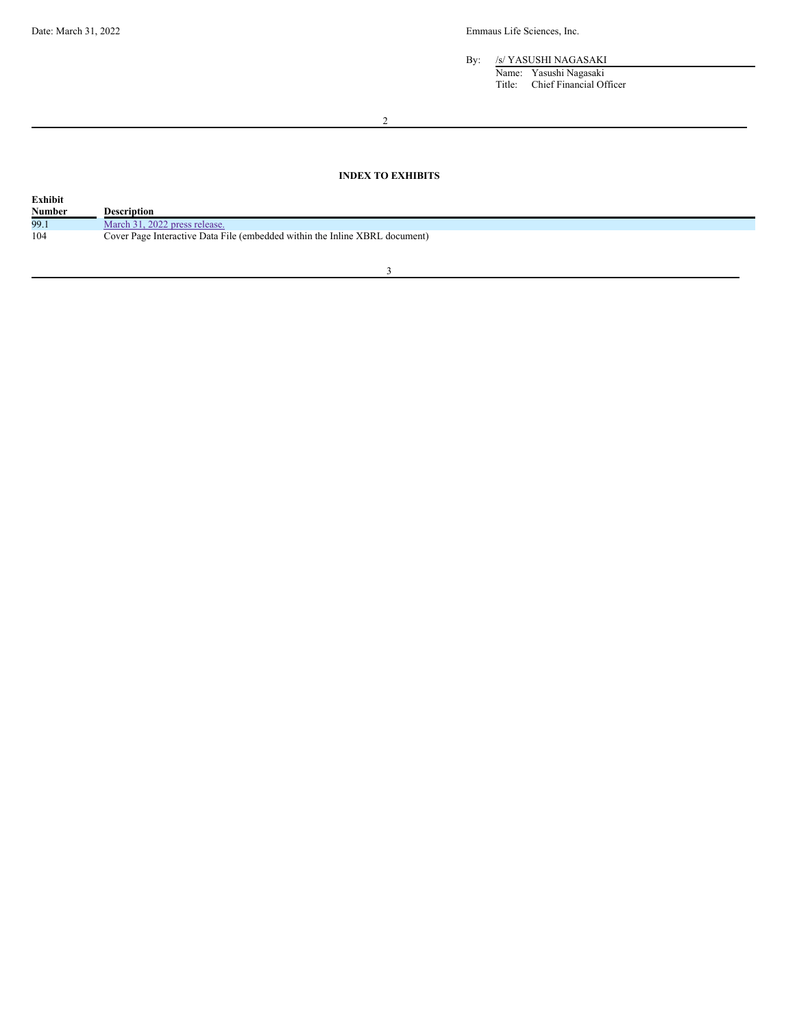Date: March 31, 2022

Emmaus Life Sciences, Inc.

By: /s/ YASUSHI NAGASAKI
Name: Yasushi Nagasaki
Title: Chief Financial Officer

## INDEX TO EXHIBITS

| Exhibit Number | Description |
| --- | --- |
| 99.1 | March 31, 2022 press release. |
| 104 | Cover Page Interactive Data File (embedded within the Inline XBRL document) |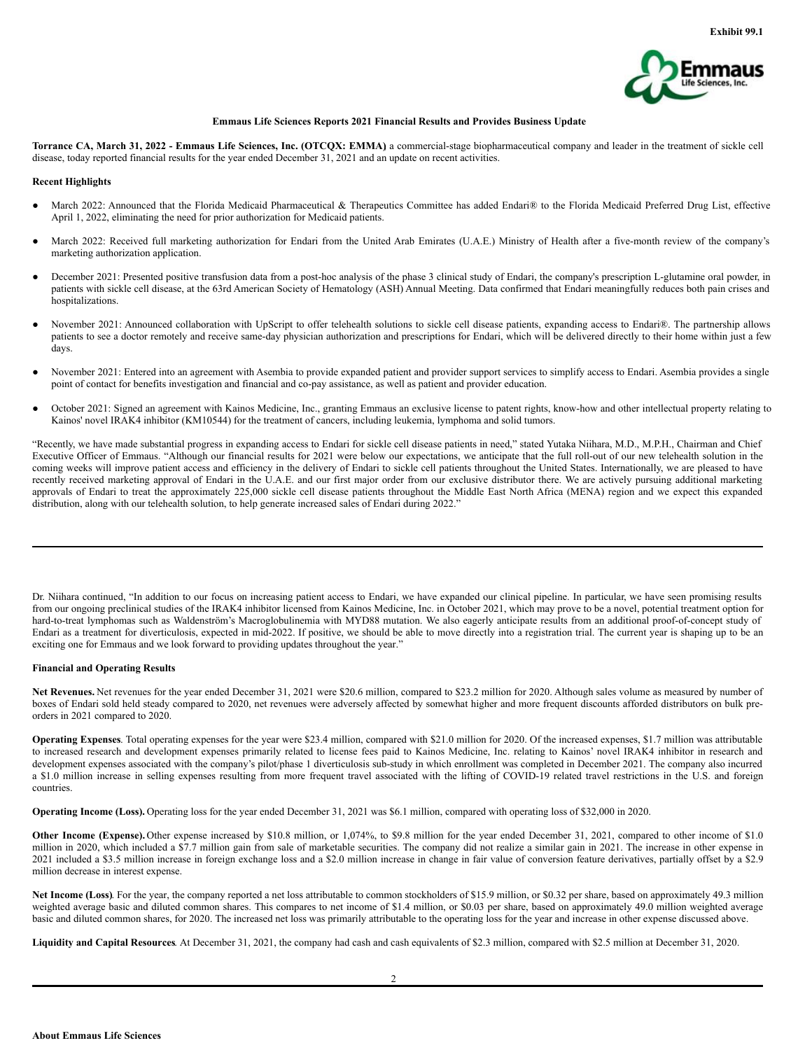Exhibit 99.1

**Emmaus Life Sciences Reports 2021 Financial Results and Provides Business Update**

**Torrance CA, March 31, 2022 - Emmaus Life Sciences, Inc. (OTCQX: EMMA)** a commercial-stage biopharmaceutical company and leader in the treatment of sickle cell disease, today reported financial results for the year ended December 31, 2021 and an update on recent activities.

**Recent Highlights**

- March 2022: Announced that the Florida Medicaid Pharmaceutical & Therapeutics Committee has added Endari® to the Florida Medicaid Preferred Drug List, effective April 1, 2022, eliminating the need for prior authorization for Medicaid patients.
- March 2022: Received full marketing authorization for Endari from the United Arab Emirates (U.A.E.) Ministry of Health after a five-month review of the company's marketing authorization application.
- December 2021: Presented positive transfusion data from a post-hoc analysis of the phase 3 clinical study of Endari, the company's prescription L-glutamine oral powder, in patients with sickle cell disease, at the 63rd American Society of Hematology (ASH) Annual Meeting. Data confirmed that Endari meaningfully reduces both pain crises and hospitalizations.
- November 2021: Announced collaboration with UpScript to offer telehealth solutions to sickle cell disease patients, expanding access to Endari®. The partnership allows patients to see a doctor remotely and receive same-day physician authorization and prescriptions for Endari, which will be delivered directly to their home within just a few days.
- November 2021: Entered into an agreement with Asembia to provide expanded patient and provider support services to simplify access to Endari. Asembia provides a single point of contact for benefits investigation and financial and co-pay assistance, as well as patient and provider education.
- October 2021: Signed an agreement with Kainos Medicine, Inc., granting Emmaus an exclusive license to patent rights, know-how and other intellectual property relating to Kainos' novel IRAK4 inhibitor (KM10544) for the treatment of cancers, including leukemia, lymphoma and solid tumors.

"Recently, we have made substantial progress in expanding access to Endari for sickle cell disease patients in need," stated Yutaka Niihara, M.D., M.P.H., Chairman and Chief Executive Officer of Emmaus. "Although our financial results for 2021 were below our expectations, we anticipate that the full roll-out of our new telehealth solution in the coming weeks will improve patient access and efficiency in the delivery of Endari to sickle cell patients throughout the United States. Internationally, we are pleased to have recently received marketing approval of Endari in the U.A.E. and our first major order from our exclusive distributor there. We are actively pursuing additional marketing approvals of Endari to treat the approximately 225,000 sickle cell disease patients throughout the Middle East North Africa (MENA) region and we expect this expanded distribution, along with our telehealth solution, to help generate increased sales of Endari during 2022."

---

Dr. Niihara continued, "In addition to our focus on increasing patient access to Endari, we have expanded our clinical pipeline. In particular, we have seen promising results from our ongoing preclinical studies of the IRAK4 inhibitor licensed from Kainos Medicine, Inc. in October 2021, which may prove to be a novel, potential treatment option for hard-to-treat lymphomas such as Waldenström's Macroglobulinemia with MYD88 mutation. We also eagerly anticipate results from an additional proof-of-concept study of Endari as a treatment for diverticulosis, expected in mid-2022. If positive, we should be able to move directly into a registration trial. The current year is shaping up to be an exciting one for Emmaus and we look forward to providing updates throughout the year."

**Financial and Operating Results**

**Net Revenues.** Net revenues for the year ended December 31, 2021 were $20.6 million, compared to $23.2 million for 2020. Although sales volume as measured by number of boxes of Endari sold held steady compared to 2020, net revenues were adversely affected by somewhat higher and more frequent discounts afforded distributors on bulk pre-orders in 2021 compared to 2020.

**Operating Expenses**. Total operating expenses for the year were $23.4 million, compared with $21.0 million for 2020. Of the increased expenses, $1.7 million was attributable to increased research and development expenses primarily related to license fees paid to Kainos Medicine, Inc. relating to Kainos' novel IRAK4 inhibitor in research and development expenses associated with the company's pilot/phase 1 diverticulosis sub-study in which enrollment was completed in December 2021. The company also incurred a $1.0 million increase in selling expenses resulting from more frequent travel associated with the lifting of COVID-19 related travel restrictions in the U.S. and foreign countries.

**Operating Income (Loss).** Operating loss for the year ended December 31, 2021 was $6.1 million, compared with operating loss of $32,000 in 2020.

**Other Income (Expense).** Other expense increased by $10.8 million, or 1,074%, to $9.8 million for the year ended December 31, 2021, compared to other income of $1.0 million in 2020, which included a $7.7 million gain from sale of marketable securities. The company did not realize a similar gain in 2021. The increase in other expense in 2021 included a $3.5 million increase in foreign exchange loss and a $2.0 million increase in change in fair value of conversion feature derivatives, partially offset by a $2.9 million decrease in interest expense.

**Net Income (Loss)**. For the year, the company reported a net loss attributable to common stockholders of $15.9 million, or $0.32 per share, based on approximately 49.3 million weighted average basic and diluted common shares. This compares to net income of $1.4 million, or $0.03 per share, based on approximately 49.0 million weighted average basic and diluted common shares, for 2020. The increased net loss was primarily attributable to the operating loss for the year and increase in other expense discussed above.

**Liquidity and Capital Resources**. At December 31, 2021, the company had cash and cash equivalents of $2.3 million, compared with $2.5 million at December 31, 2020.

---

**About Emmaus Life Sciences**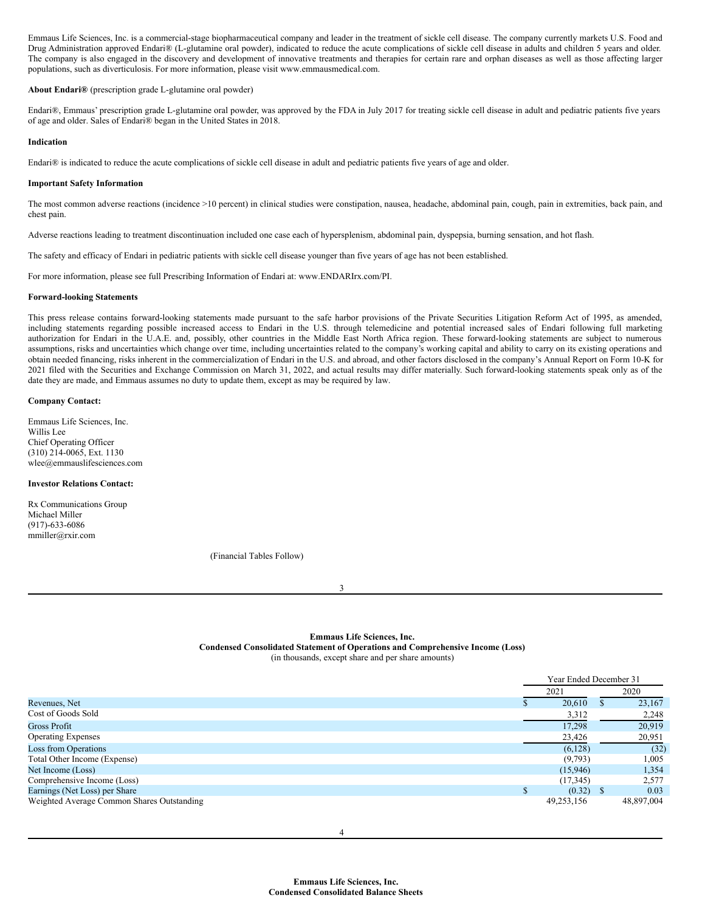Emmaus Life Sciences, Inc. is a commercial-stage biopharmaceutical company and leader in the treatment of sickle cell disease. The company currently markets U.S. Food and Drug Administration approved Endari® (L-glutamine oral powder), indicated to reduce the acute complications of sickle cell disease in adults and children 5 years and older. The company is also engaged in the discovery and development of innovative treatments and therapies for certain rare and orphan diseases as well as those affecting larger populations, such as diverticulosis. For more information, please visit www.emmausmedical.com.

**About Endari®** (prescription grade L-glutamine oral powder)

Endari®, Emmaus' prescription grade L-glutamine oral powder, was approved by the FDA in July 2017 for treating sickle cell disease in adult and pediatric patients five years of age and older. Sales of Endari® began in the United States in 2018.

**Indication**

Endari® is indicated to reduce the acute complications of sickle cell disease in adult and pediatric patients five years of age and older.

**Important Safety Information**

The most common adverse reactions (incidence >10 percent) in clinical studies were constipation, nausea, headache, abdominal pain, cough, pain in extremities, back pain, and chest pain.

Adverse reactions leading to treatment discontinuation included one case each of hypersplenism, abdominal pain, dyspepsia, burning sensation, and hot flash.

The safety and efficacy of Endari in pediatric patients with sickle cell disease younger than five years of age has not been established.

For more information, please see full Prescribing Information of Endari at: www.ENDARIrx.com/PI.

**Forward-looking Statements**

This press release contains forward-looking statements made pursuant to the safe harbor provisions of the Private Securities Litigation Reform Act of 1995, as amended, including statements regarding possible increased access to Endari in the U.S. through telemedicine and potential increased sales of Endari following full marketing authorization for Endari in the U.A.E. and, possibly, other countries in the Middle East North Africa region. These forward-looking statements are subject to numerous assumptions, risks and uncertainties which change over time, including uncertainties related to the company's working capital and ability to carry on its existing operations and obtain needed financing, risks inherent in the commercialization of Endari in the U.S. and abroad, and other factors disclosed in the company's Annual Report on Form 10-K for 2021 filed with the Securities and Exchange Commission on March 31, 2022, and actual results may differ materially. Such forward-looking statements speak only as of the date they are made, and Emmaus assumes no duty to update them, except as may be required by law.

**Company Contact:**

Emmaus Life Sciences, Inc.
Willis Lee
Chief Operating Officer
(310) 214-0065, Ext. 1130
wlee@emmauslifesciences.com

**Investor Relations Contact:**

Rx Communications Group
Michael Miller
(917)-633-6086
mmiller@rxir.com

(Financial Tables Follow)

**Emmaus Life Sciences, Inc.**
**Condensed Consolidated Statement of Operations and Comprehensive Income (Loss)**
(in thousands, except share and per share amounts)

| | Year Ended December 31 | |
|---|---|---|
| | 2021 | 2020 |
| Revenues, Net | $ 20,610 | $ 23,167 |
| Cost of Goods Sold | 3,312 | 2,248 |
| Gross Profit | 17,298 | 20,919 |
| Operating Expenses | 23,426 | 20,951 |
| Loss from Operations | (6,128) | (32) |
| Total Other Income (Expense) | (9,793) | 1,005 |
| Net Income (Loss) | (15,946) | 1,354 |
| Comprehensive Income (Loss) | (17,345) | 2,577 |
| Earnings (Net Loss) per Share | $ (0.32) | $ 0.03 |
| Weighted Average Common Shares Outstanding | 49,253,156 | 48,897,004 |

**Emmaus Life Sciences, Inc.**
**Condensed Consolidated Balance Sheets**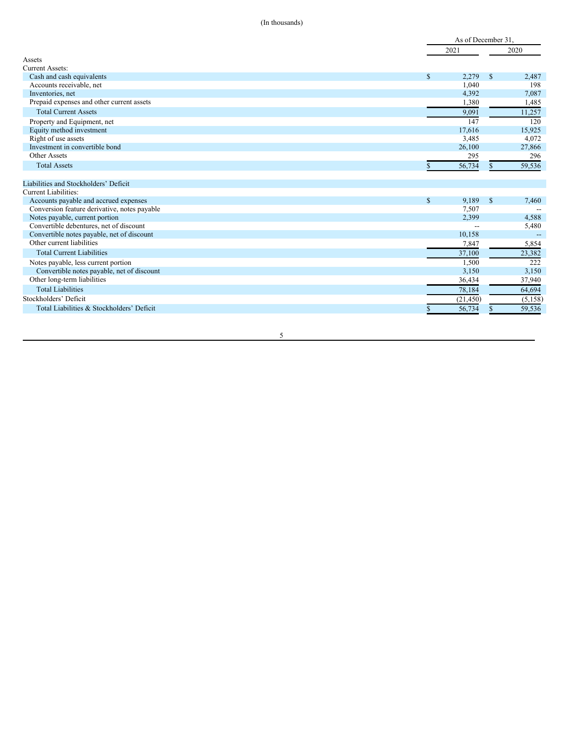(In thousands)

| | As of December 31, | |
|---|---|---|
| | 2021 | 2020 |
| Assets | | |
| Current Assets: | | |
| Cash and cash equivalents | $ 2,279 | $ 2,487 |
| Accounts receivable, net | 1,040 | 198 |
| Inventories, net | 4,392 | 7,087 |
| Prepaid expenses and other current assets | 1,380 | 1,485 |
| Total Current Assets | 9,091 | 11,257 |
| Property and Equipment, net | 147 | 120 |
| Equity method investment | 17,616 | 15,925 |
| Right of use assets | 3,485 | 4,072 |
| Investment in convertible bond | 26,100 | 27,866 |
| Other Assets | 295 | 296 |
| Total Assets | $ 56,734 | $ 59,536 |
| | | |
| Liabilities and Stockholders' Deficit | | |
| Current Liabilities: | | |
| Accounts payable and accrued expenses | $ 9,189 | $ 7,460 |
| Conversion feature derivative, notes payable | 7,507 | -- |
| Notes payable, current portion | 2,399 | 4,588 |
| Convertible debentures, net of discount | -- | 5,480 |
| Convertible notes payable, net of discount | 10,158 | -- |
| Other current liabilities | 7,847 | 5,854 |
| Total Current Liabilities | 37,100 | 23,382 |
| Notes payable, less current portion | 1,500 | 222 |
| Convertible notes payable, net of discount | 3,150 | 3,150 |
| Other long-term liabilities | 36,434 | 37,940 |
| Total Liabilities | 78,184 | 64,694 |
| Stockholders' Deficit | (21,450) | (5,158) |
| Total Liabilities & Stockholders' Deficit | $ 56,734 | $ 59,536 |